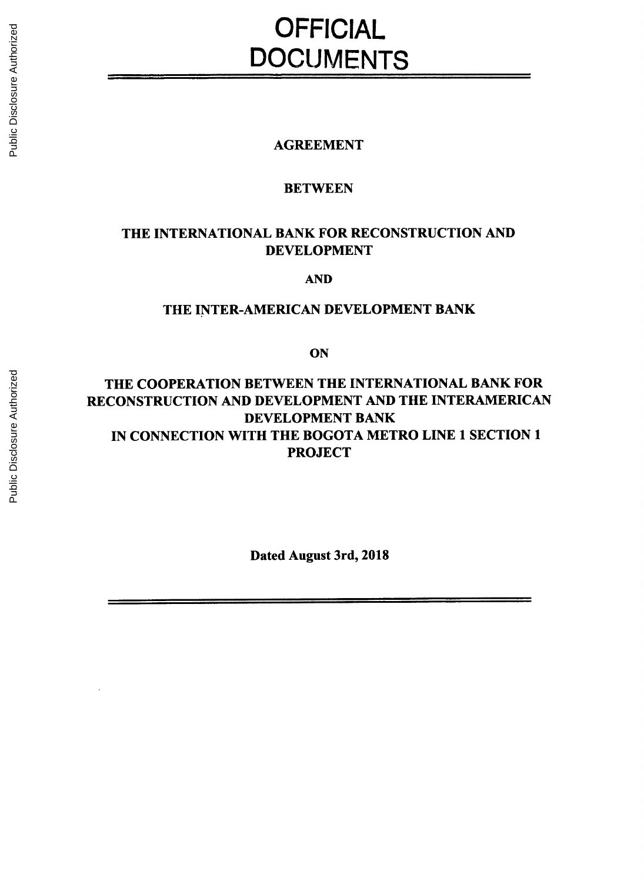# OFFICIAL DOCUMENTS

**AGREEMENT**

**BETWEEN**

**THE INTERNATIONAL BANK FOR RECONSTRUCTION AND DEVELOPMENT**

**AND**

**THE INTER-AMERICAN DEVELOPMENT BANK**

**ON**

**THE COOPERATION BETWEEN THE INTERNATIONAL BANK FOR RECONSTRUCTION AND DEVELOPMENT AND THE INTERAMERICAN DEVELOPMENT BANK IN CONNECTION WITH THE BOGOTA METRO LINE 1 SECTION 1 PROJECT**

**Dated August 3rd, 2018**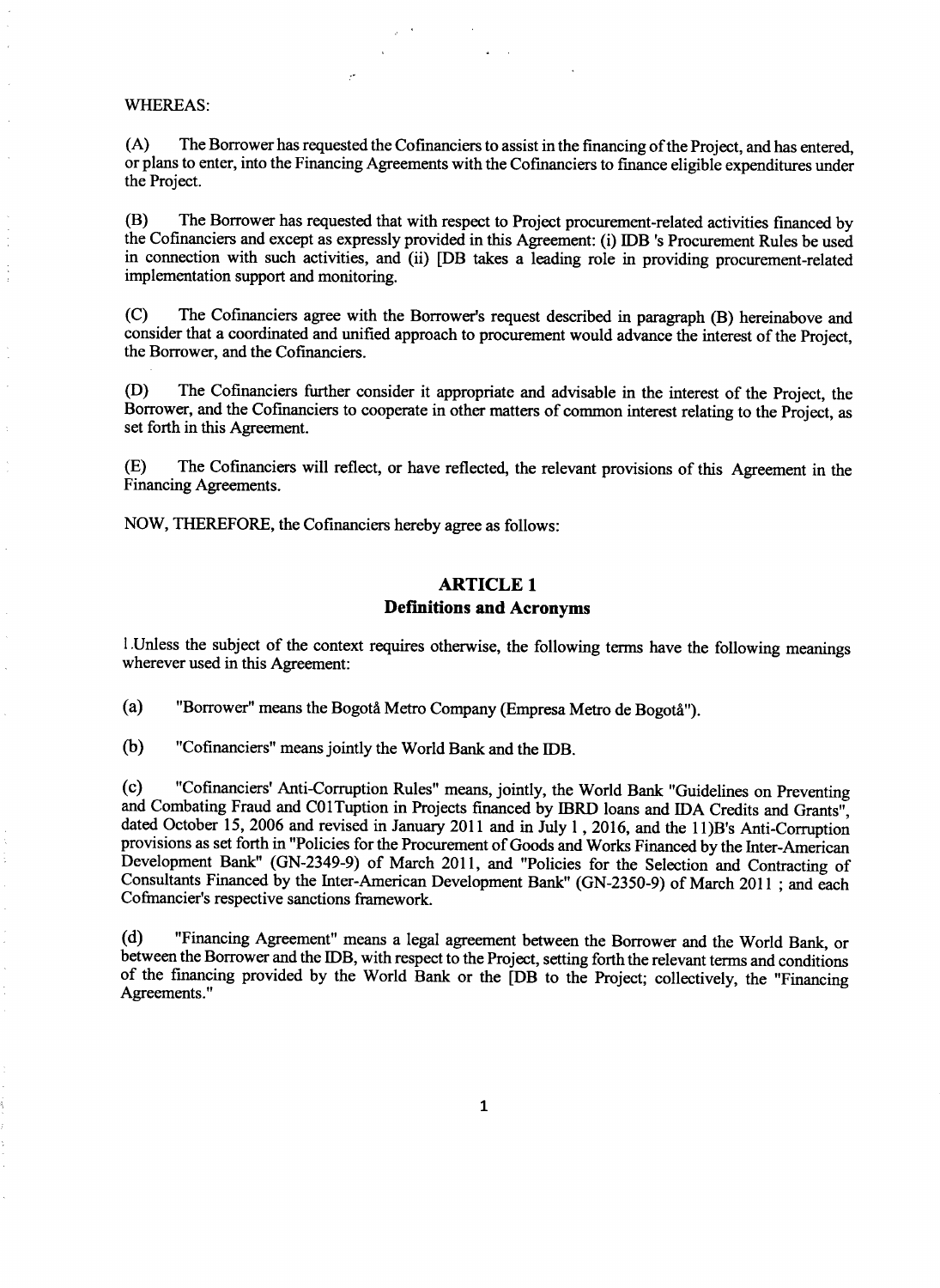WHEREAS:

(A) The Borrower has requested the Cofinanciers to assist in the financing of the Project, and has entered, or plans to enter, into the Financing Agreements with the Cofinanciers to finance eligible expenditures under the Project.

(B) The Borrower has requested that with respect to Project procurement-related activities financed by the Cofinanciers and except as expressly provided in this Agreement: (i) IDB 's Procurement Rules be used in connection with such activities, and (ii) [DB takes a leading role in providing procurement-related implementation support and monitoring.

(C) The Cofinanciers agree with the Borrower's request described in paragraph (B) hereinabove and consider that a coordinated and unified approach to procurement would advance the interest of the Project, the Borrower, and the Cofinanciers.

(D) The Cofinanciers further consider it appropriate and advisable in the interest of the Project, the Borrower, and the Cofinanciers to cooperate in other matters of common interest relating to the Project, as set forth in this Agreement.

(E) The Cofinanciers will reflect, or have reflected, the relevant provisions of this Agreement in the Financing Agreements.

NOW, THEREFORE, the Cofinanciers hereby agree as follows:

## ARTICLE 1
## Definitions and Acronyms

1.Unless the subject of the context requires otherwise, the following terms have the following meanings wherever used in this Agreement:

(a) "Borrower" means the Bogotå Metro Company (Empresa Metro de Bogotå").

(b) "Cofinanciers" means jointly the World Bank and the IDB.

(c) "Cofinanciers' Anti-Corruption Rules" means, jointly, the World Bank "Guidelines on Preventing and Combating Fraud and C01Tuption in Projects financed by IBRD loans and IDA Credits and Grants", dated October 15, 2006 and revised in January 2011 and in July 1 , 2016, and the 11)B's Anti-Corruption provisions as set forth in "Policies for the Procurement of Goods and Works Financed by the Inter-American Development Bank" (GN-2349-9) of March 2011, and "Policies for the Selection and Contracting of Consultants Financed by the Inter-American Development Bank" (GN-2350-9) of March 2011 ; and each Cofmancier's respective sanctions framework.

(d) "Financing Agreement" means a legal agreement between the Borrower and the World Bank, or between the Borrower and the IDB, with respect to the Project, setting forth the relevant terms and conditions of the financing provided by the World Bank or the [DB to the Project; collectively, the "Financing Agreements."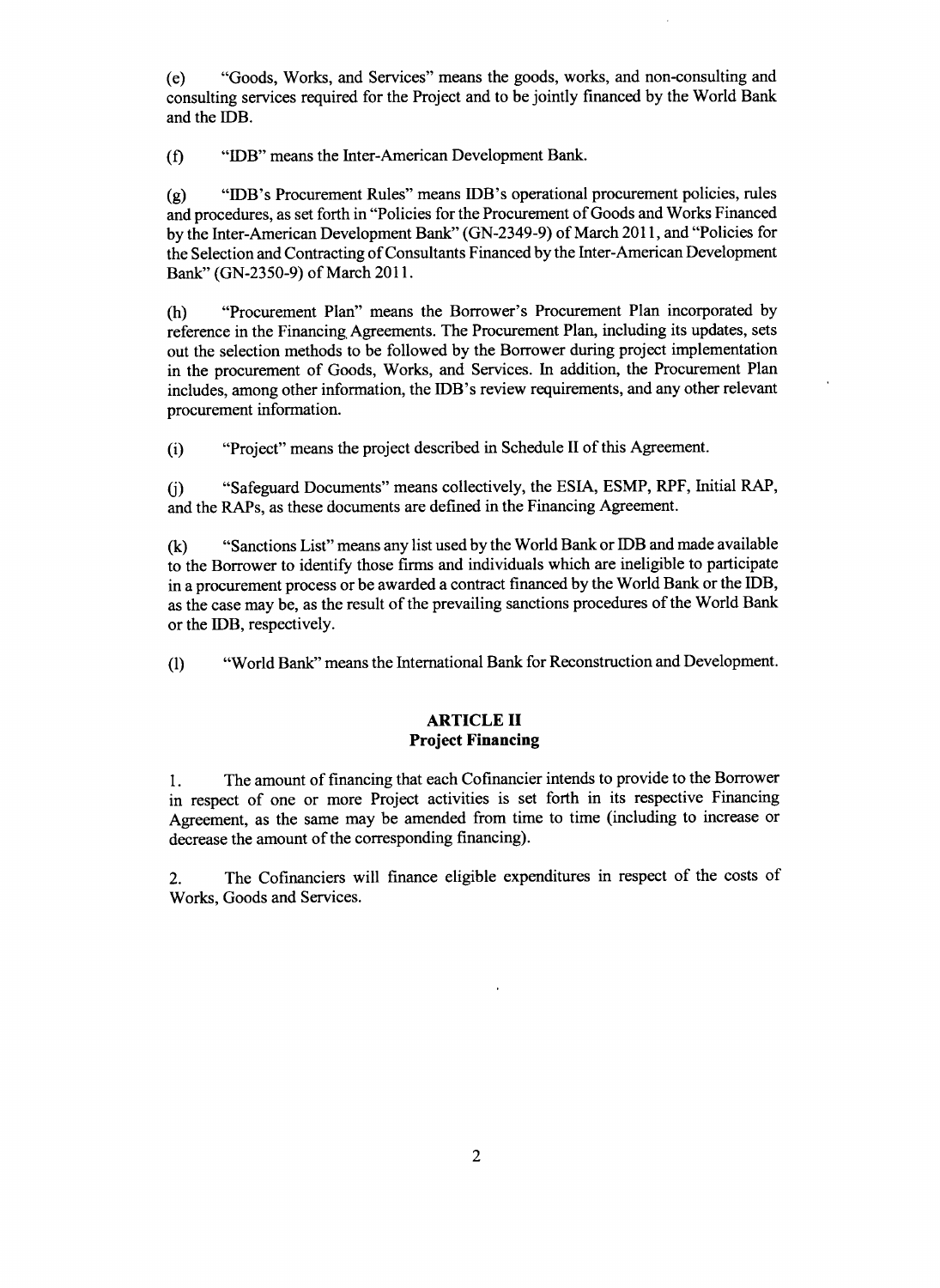(e) "Goods, Works, and Services" means the goods, works, and non-consulting and consulting services required for the Project and to be jointly financed by the World Bank and the IDB.

(f) "IDB" means the Inter-American Development Bank.

(g) "IDB's Procurement Rules" means IDB's operational procurement policies, rules and procedures, as set forth in "Policies for the Procurement of Goods and Works Financed by the Inter-American Development Bank" (GN-2349-9) of March 2011, and "Policies for the Selection and Contracting of Consultants Financed by the Inter-American Development Bank" (GN-2350-9) of March 2011.

(h) "Procurement Plan" means the Borrower's Procurement Plan incorporated by reference in the Financing Agreements. The Procurement Plan, including its updates, sets out the selection methods to be followed by the Borrower during project implementation in the procurement of Goods, Works, and Services. In addition, the Procurement Plan includes, among other information, the IDB's review requirements, and any other relevant procurement information.

(i) "Project" means the project described in Schedule II of this Agreement.

(j) "Safeguard Documents" means collectively, the ESIA, ESMP, RPF, Initial RAP, and the RAPs, as these documents are defined in the Financing Agreement.

(k) "Sanctions List" means any list used by the World Bank or IDB and made available to the Borrower to identify those firms and individuals which are ineligible to participate in a procurement process or be awarded a contract financed by the World Bank or the IDB, as the case may be, as the result of the prevailing sanctions procedures of the World Bank or the IDB, respectively.

(l) "World Bank" means the International Bank for Reconstruction and Development.

## ARTICLE II
## Project Financing

1. The amount of financing that each Cofinancier intends to provide to the Borrower in respect of one or more Project activities is set forth in its respective Financing Agreement, as the same may be amended from time to time (including to increase or decrease the amount of the corresponding financing).

2. The Cofinanciers will finance eligible expenditures in respect of the costs of Works, Goods and Services.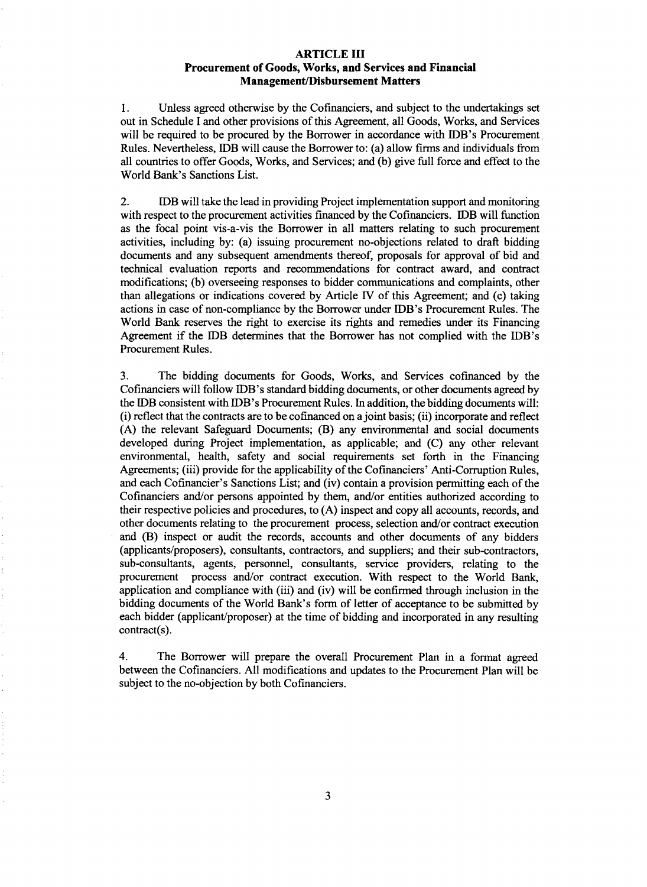## ARTICLE III

## Procurement of Goods, Works, and Services and Financial Management/Disbursement Matters

1. Unless agreed otherwise by the Cofinanciers, and subject to the undertakings set out in Schedule I and other provisions of this Agreement, all Goods, Works, and Services will be required to be procured by the Borrower in accordance with IDB's Procurement Rules. Nevertheless, IDB will cause the Borrower to: (a) allow firms and individuals from all countries to offer Goods, Works, and Services; and (b) give full force and effect to the World Bank's Sanctions List.

2. IDB will take the lead in providing Project implementation support and monitoring with respect to the procurement activities financed by the Cofinanciers. IDB will function as the focal point vis-a-vis the Borrower in all matters relating to such procurement activities, including by: (a) issuing procurement no-objections related to draft bidding documents and any subsequent amendments thereof, proposals for approval of bid and technical evaluation reports and recommendations for contract award, and contract modifications; (b) overseeing responses to bidder communications and complaints, other than allegations or indications covered by Article IV of this Agreement; and (c) taking actions in case of non-compliance by the Borrower under IDB's Procurement Rules. The World Bank reserves the right to exercise its rights and remedies under its Financing Agreement if the IDB determines that the Borrower has not complied with the IDB's Procurement Rules.

3. The bidding documents for Goods, Works, and Services cofinanced by the Cofinanciers will follow IDB's standard bidding documents, or other documents agreed by the IDB consistent with IDB's Procurement Rules. In addition, the bidding documents will: (i) reflect that the contracts are to be cofinanced on a joint basis; (ii) incorporate and reflect (A) the relevant Safeguard Documents; (B) any environmental and social documents developed during Project implementation, as applicable; and (C) any other relevant environmental, health, safety and social requirements set forth in the Financing Agreements; (iii) provide for the applicability of the Cofinanciers' Anti-Corruption Rules, and each Cofinancier's Sanctions List; and (iv) contain a provision permitting each of the Cofinanciers and/or persons appointed by them, and/or entities authorized according to their respective policies and procedures, to (A) inspect and copy all accounts, records, and other documents relating to the procurement process, selection and/or contract execution and (B) inspect or audit the records, accounts and other documents of any bidders (applicants/proposers), consultants, contractors, and suppliers; and their sub-contractors, sub-consultants, agents, personnel, consultants, service providers, relating to the procurement process and/or contract execution. With respect to the World Bank, application and compliance with (iii) and (iv) will be confirmed through inclusion in the bidding documents of the World Bank's form of letter of acceptance to be submitted by each bidder (applicant/proposer) at the time of bidding and incorporated in any resulting contract(s).

4. The Borrower will prepare the overall Procurement Plan in a format agreed between the Cofinanciers. All modifications and updates to the Procurement Plan will be subject to the no-objection by both Cofinanciers.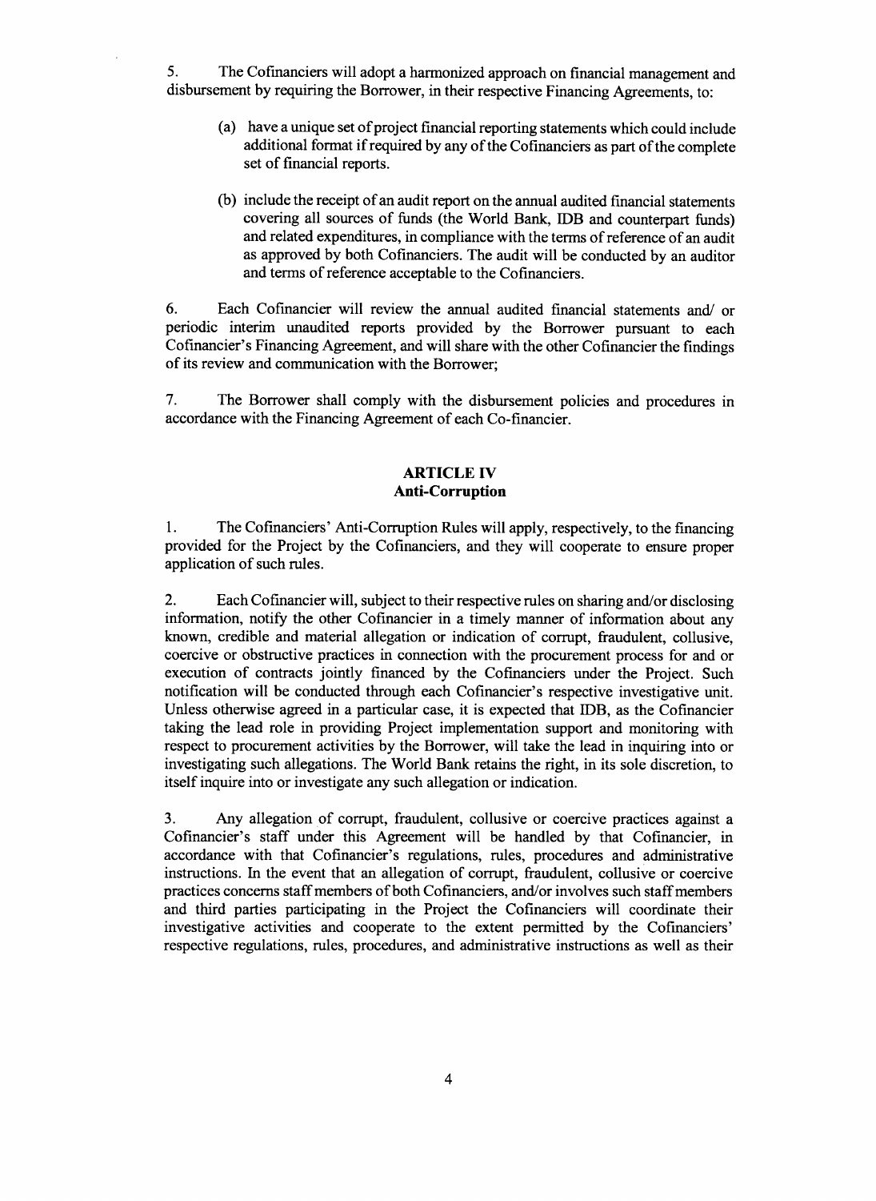5. The Cofinanciers will adopt a harmonized approach on financial management and disbursement by requiring the Borrower, in their respective Financing Agreements, to:

(a) have a unique set of project financial reporting statements which could include additional format if required by any of the Cofinanciers as part of the complete set of financial reports.

(b) include the receipt of an audit report on the annual audited financial statements covering all sources of funds (the World Bank, IDB and counterpart funds) and related expenditures, in compliance with the terms of reference of an audit as approved by both Cofinanciers. The audit will be conducted by an auditor and terms of reference acceptable to the Cofinanciers.

6. Each Cofinancier will review the annual audited financial statements and/ or periodic interim unaudited reports provided by the Borrower pursuant to each Cofinancier's Financing Agreement, and will share with the other Cofinancier the findings of its review and communication with the Borrower;

7. The Borrower shall comply with the disbursement policies and procedures in accordance with the Financing Agreement of each Co-financier.

## ARTICLE IV
## Anti-Corruption

1. The Cofinanciers' Anti-Corruption Rules will apply, respectively, to the financing provided for the Project by the Cofinanciers, and they will cooperate to ensure proper application of such rules.

2. Each Cofinancier will, subject to their respective rules on sharing and/or disclosing information, notify the other Cofinancier in a timely manner of information about any known, credible and material allegation or indication of corrupt, fraudulent, collusive, coercive or obstructive practices in connection with the procurement process for and or execution of contracts jointly financed by the Cofinanciers under the Project. Such notification will be conducted through each Cofinancier's respective investigative unit. Unless otherwise agreed in a particular case, it is expected that IDB, as the Cofinancier taking the lead role in providing Project implementation support and monitoring with respect to procurement activities by the Borrower, will take the lead in inquiring into or investigating such allegations. The World Bank retains the right, in its sole discretion, to itself inquire into or investigate any such allegation or indication.

3. Any allegation of corrupt, fraudulent, collusive or coercive practices against a Cofinancier's staff under this Agreement will be handled by that Cofinancier, in accordance with that Cofinancier's regulations, rules, procedures and administrative instructions. In the event that an allegation of corrupt, fraudulent, collusive or coercive practices concerns staff members of both Cofinanciers, and/or involves such staff members and third parties participating in the Project the Cofinanciers will coordinate their investigative activities and cooperate to the extent permitted by the Cofinanciers' respective regulations, rules, procedures, and administrative instructions as well as their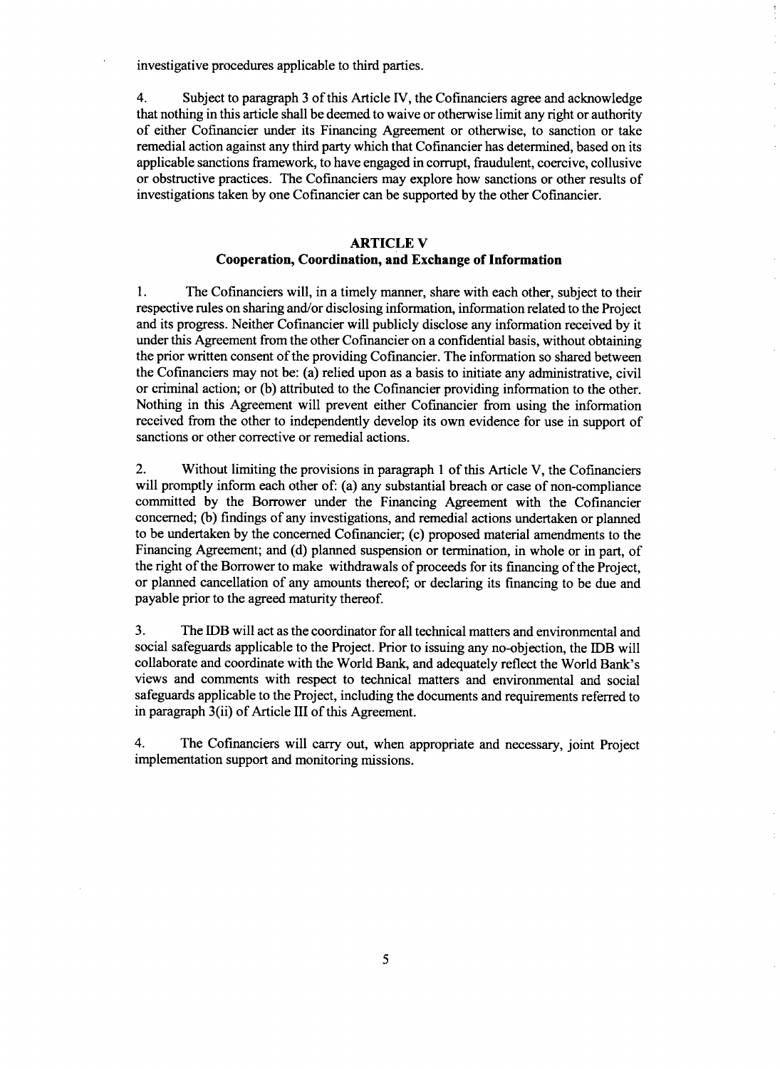investigative procedures applicable to third parties.

4. Subject to paragraph 3 of this Article IV, the Cofinanciers agree and acknowledge that nothing in this article shall be deemed to waive or otherwise limit any right or authority of either Cofinancier under its Financing Agreement or otherwise, to sanction or take remedial action against any third party which that Cofinancier has determined, based on its applicable sanctions framework, to have engaged in corrupt, fraudulent, coercive, collusive or obstructive practices. The Cofinanciers may explore how sanctions or other results of investigations taken by one Cofinancier can be supported by the other Cofinancier.

## ARTICLE V
## Cooperation, Coordination, and Exchange of Information

1. The Cofinanciers will, in a timely manner, share with each other, subject to their respective rules on sharing and/or disclosing information, information related to the Project and its progress. Neither Cofinancier will publicly disclose any information received by it under this Agreement from the other Cofinancier on a confidential basis, without obtaining the prior written consent of the providing Cofinancier. The information so shared between the Cofinanciers may not be: (a) relied upon as a basis to initiate any administrative, civil or criminal action; or (b) attributed to the Cofinancier providing information to the other. Nothing in this Agreement will prevent either Cofinancier from using the information received from the other to independently develop its own evidence for use in support of sanctions or other corrective or remedial actions.

2. Without limiting the provisions in paragraph 1 of this Article V, the Cofinanciers will promptly inform each other of: (a) any substantial breach or case of non-compliance committed by the Borrower under the Financing Agreement with the Cofinancier concerned; (b) findings of any investigations, and remedial actions undertaken or planned to be undertaken by the concerned Cofinancier; (c) proposed material amendments to the Financing Agreement; and (d) planned suspension or termination, in whole or in part, of the right of the Borrower to make withdrawals of proceeds for its financing of the Project, or planned cancellation of any amounts thereof; or declaring its financing to be due and payable prior to the agreed maturity thereof.

3. The IDB will act as the coordinator for all technical matters and environmental and social safeguards applicable to the Project. Prior to issuing any no-objection, the IDB will collaborate and coordinate with the World Bank, and adequately reflect the World Bank's views and comments with respect to technical matters and environmental and social safeguards applicable to the Project, including the documents and requirements referred to in paragraph 3(ii) of Article III of this Agreement.

4. The Cofinanciers will carry out, when appropriate and necessary, joint Project implementation support and monitoring missions.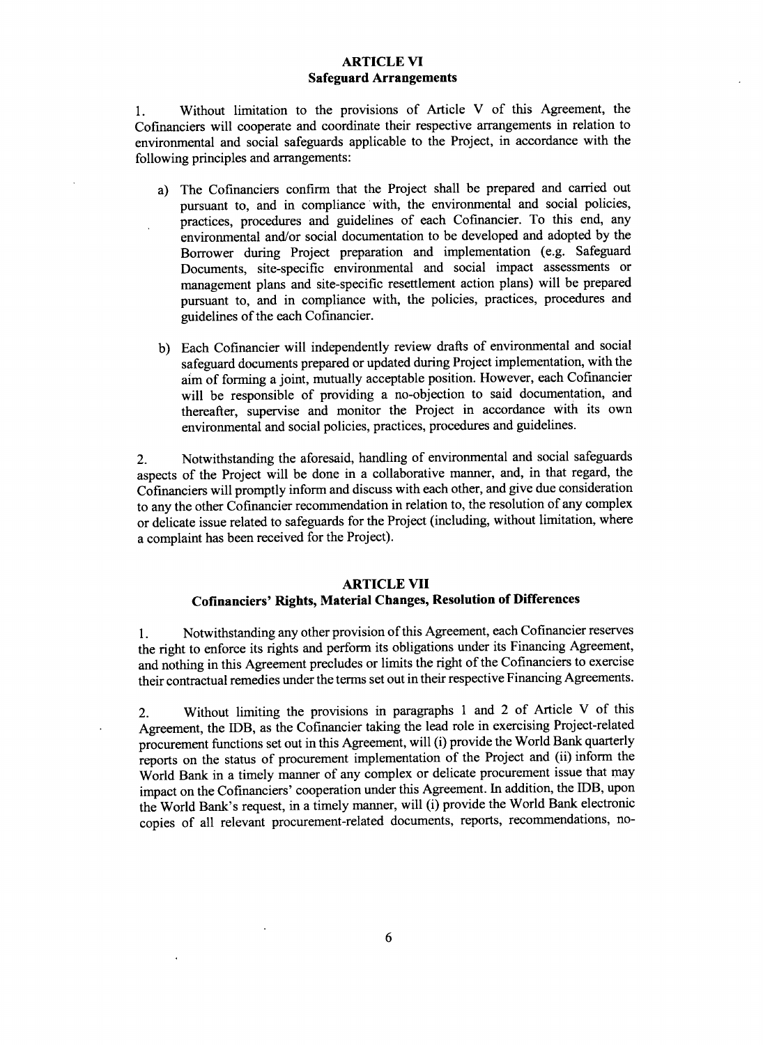## ARTICLE VI
## Safeguard Arrangements

1. Without limitation to the provisions of Article V of this Agreement, the Cofinanciers will cooperate and coordinate their respective arrangements in relation to environmental and social safeguards applicable to the Project, in accordance with the following principles and arrangements:

a) The Cofinanciers confirm that the Project shall be prepared and carried out pursuant to, and in compliance with, the environmental and social policies, practices, procedures and guidelines of each Cofinancier. To this end, any environmental and/or social documentation to be developed and adopted by the Borrower during Project preparation and implementation (e.g. Safeguard Documents, site-specific environmental and social impact assessments or management plans and site-specific resettlement action plans) will be prepared pursuant to, and in compliance with, the policies, practices, procedures and guidelines of the each Cofinancier.

b) Each Cofinancier will independently review drafts of environmental and social safeguard documents prepared or updated during Project implementation, with the aim of forming a joint, mutually acceptable position. However, each Cofinancier will be responsible of providing a no-objection to said documentation, and thereafter, supervise and monitor the Project in accordance with its own environmental and social policies, practices, procedures and guidelines.

2. Notwithstanding the aforesaid, handling of environmental and social safeguards aspects of the Project will be done in a collaborative manner, and, in that regard, the Cofinanciers will promptly inform and discuss with each other, and give due consideration to any the other Cofinancier recommendation in relation to, the resolution of any complex or delicate issue related to safeguards for the Project (including, without limitation, where a complaint has been received for the Project).

## ARTICLE VII
## Cofinanciers' Rights, Material Changes, Resolution of Differences

1. Notwithstanding any other provision of this Agreement, each Cofinancier reserves the right to enforce its rights and perform its obligations under its Financing Agreement, and nothing in this Agreement precludes or limits the right of the Cofinanciers to exercise their contractual remedies under the terms set out in their respective Financing Agreements.

2. Without limiting the provisions in paragraphs 1 and 2 of Article V of this Agreement, the IDB, as the Cofinancier taking the lead role in exercising Project-related procurement functions set out in this Agreement, will (i) provide the World Bank quarterly reports on the status of procurement implementation of the Project and (ii) inform the World Bank in a timely manner of any complex or delicate procurement issue that may impact on the Cofinanciers' cooperation under this Agreement. In addition, the IDB, upon the World Bank's request, in a timely manner, will (i) provide the World Bank electronic copies of all relevant procurement-related documents, reports, recommendations, no-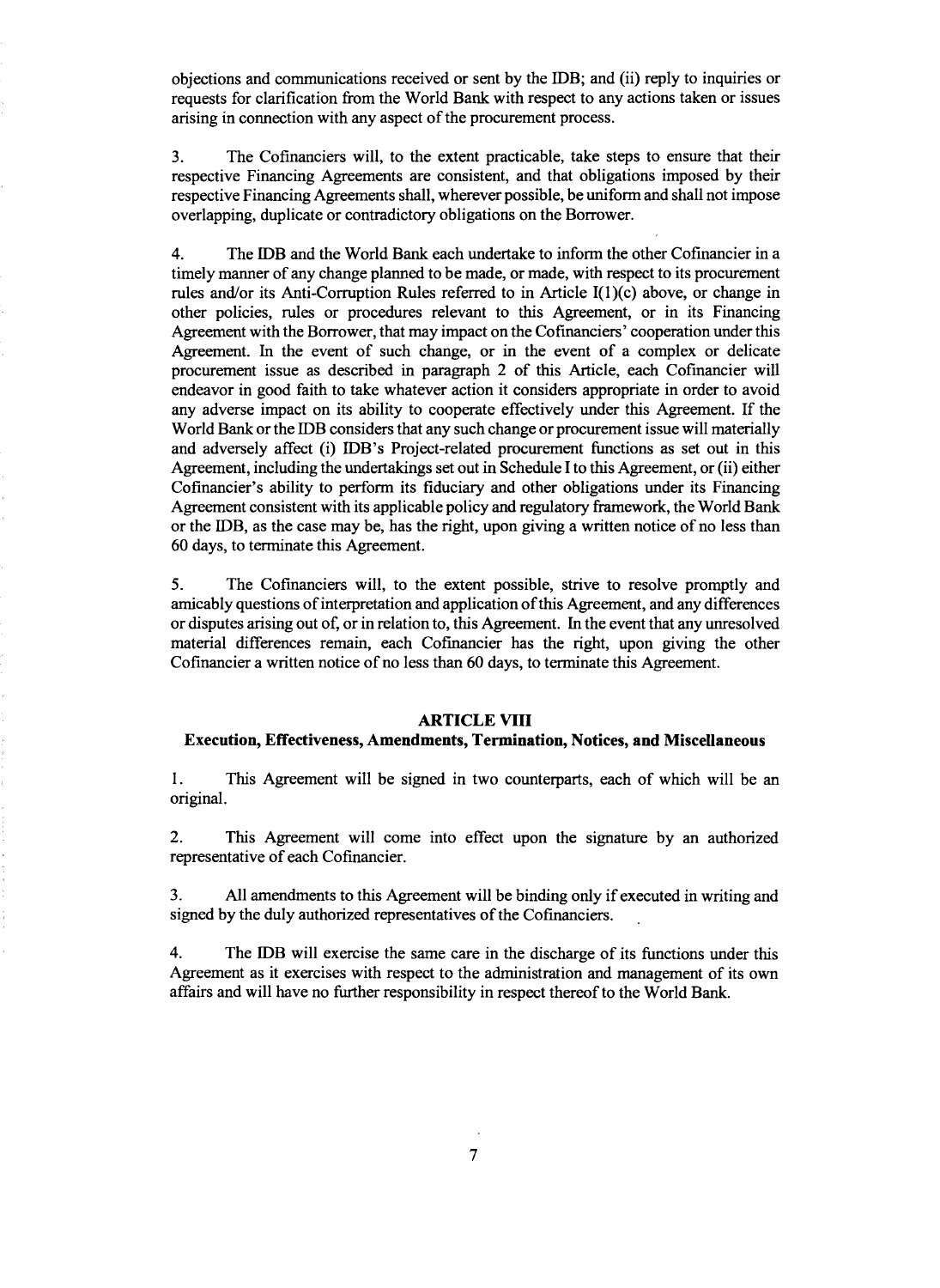objections and communications received or sent by the IDB; and (ii) reply to inquiries or requests for clarification from the World Bank with respect to any actions taken or issues arising in connection with any aspect of the procurement process.

3. The Cofinanciers will, to the extent practicable, take steps to ensure that their respective Financing Agreements are consistent, and that obligations imposed by their respective Financing Agreements shall, wherever possible, be uniform and shall not impose overlapping, duplicate or contradictory obligations on the Borrower.

4. The IDB and the World Bank each undertake to inform the other Cofinancier in a timely manner of any change planned to be made, or made, with respect to its procurement rules and/or its Anti-Corruption Rules referred to in Article I(1)(c) above, or change in other policies, rules or procedures relevant to this Agreement, or in its Financing Agreement with the Borrower, that may impact on the Cofinanciers' cooperation under this Agreement. In the event of such change, or in the event of a complex or delicate procurement issue as described in paragraph 2 of this Article, each Cofinancier will endeavor in good faith to take whatever action it considers appropriate in order to avoid any adverse impact on its ability to cooperate effectively under this Agreement. If the World Bank or the IDB considers that any such change or procurement issue will materially and adversely affect (i) IDB's Project-related procurement functions as set out in this Agreement, including the undertakings set out in Schedule I to this Agreement, or (ii) either Cofinancier's ability to perform its fiduciary and other obligations under its Financing Agreement consistent with its applicable policy and regulatory framework, the World Bank or the IDB, as the case may be, has the right, upon giving a written notice of no less than 60 days, to terminate this Agreement.

5. The Cofinanciers will, to the extent possible, strive to resolve promptly and amicably questions of interpretation and application of this Agreement, and any differences or disputes arising out of, or in relation to, this Agreement. In the event that any unresolved material differences remain, each Cofinancier has the right, upon giving the other Cofinancier a written notice of no less than 60 days, to terminate this Agreement.

## ARTICLE VIII
## Execution, Effectiveness, Amendments, Termination, Notices, and Miscellaneous

1. This Agreement will be signed in two counterparts, each of which will be an original.

2. This Agreement will come into effect upon the signature by an authorized representative of each Cofinancier.

3. All amendments to this Agreement will be binding only if executed in writing and signed by the duly authorized representatives of the Cofinanciers.

4. The IDB will exercise the same care in the discharge of its functions under this Agreement as it exercises with respect to the administration and management of its own affairs and will have no further responsibility in respect thereof to the World Bank.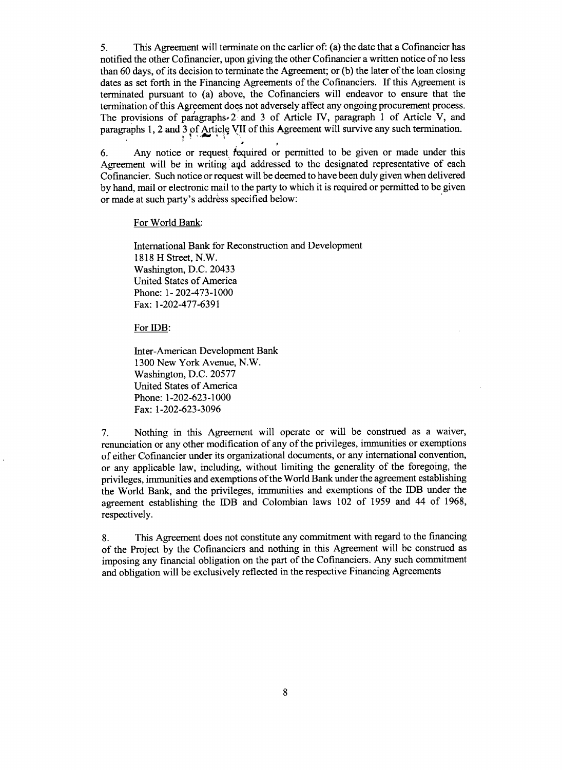5. This Agreement will terminate on the earlier of: (a) the date that a Cofinancier has notified the other Cofinancier, upon giving the other Cofinancier a written notice of no less than 60 days, of its decision to terminate the Agreement; or (b) the later of the loan closing dates as set forth in the Financing Agreements of the Cofinanciers. If this Agreement is terminated pursuant to (a) above, the Cofinanciers will endeavor to ensure that the termination of this Agreement does not adversely affect any ongoing procurement process. The provisions of paragraphs 2 and 3 of Article IV, paragraph 1 of Article V, and paragraphs 1, 2 and 3 of Article VII of this Agreement will survive any such termination.

6. Any notice or request required or permitted to be given or made under this Agreement will be in writing and addressed to the designated representative of each Cofinancier. Such notice or request will be deemed to have been duly given when delivered by hand, mail or electronic mail to the party to which it is required or permitted to be given or made at such party's address specified below:

For World Bank:

International Bank for Reconstruction and Development
1818 H Street, N.W.
Washington, D.C. 20433
United States of America
Phone: 1- 202-473-1000
Fax: 1-202-477-6391

For IDB:

Inter-American Development Bank
1300 New York Avenue, N.W.
Washington, D.C. 20577
United States of America
Phone: 1-202-623-1000
Fax: 1-202-623-3096

7. Nothing in this Agreement will operate or will be construed as a waiver, renunciation or any other modification of any of the privileges, immunities or exemptions of either Cofinancier under its organizational documents, or any international convention, or any applicable law, including, without limiting the generality of the foregoing, the privileges, immunities and exemptions of the World Bank under the agreement establishing the World Bank, and the privileges, immunities and exemptions of the IDB under the agreement establishing the IDB and Colombian laws 102 of 1959 and 44 of 1968, respectively.

8. This Agreement does not constitute any commitment with regard to the financing of the Project by the Cofinanciers and nothing in this Agreement will be construed as imposing any financial obligation on the part of the Cofinanciers. Any such commitment and obligation will be exclusively reflected in the respective Financing Agreements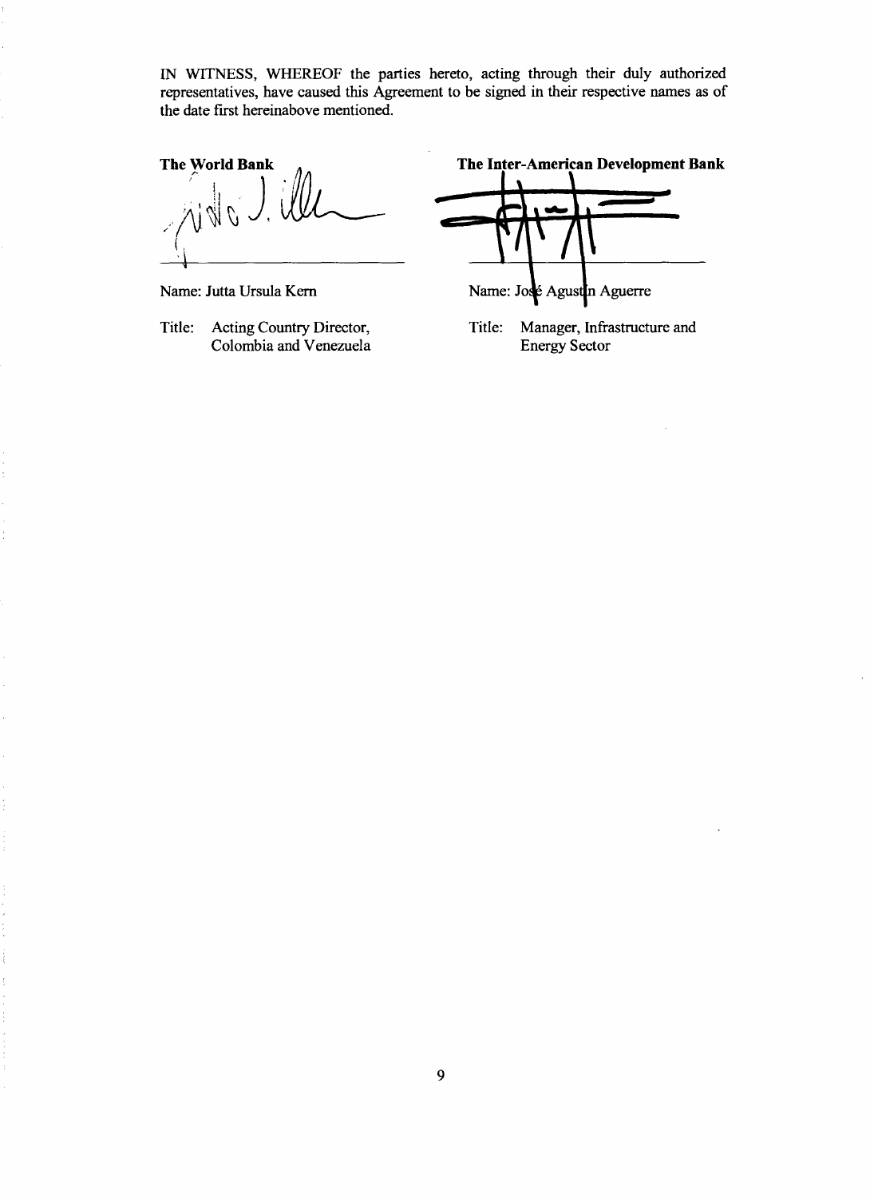IN WITNESS, WHEREOF the parties hereto, acting through their duly authorized representatives, have caused this Agreement to be signed in their respective names as of the date first hereinabove mentioned.

**The World Bank**

Name: Jutta Ursula Kern

Title: Acting Country Director, Colombia and Venezuela

**The Inter-American Development Bank**

Name: José Agustín Aguerre

Title: Manager, Infrastructure and Energy Sector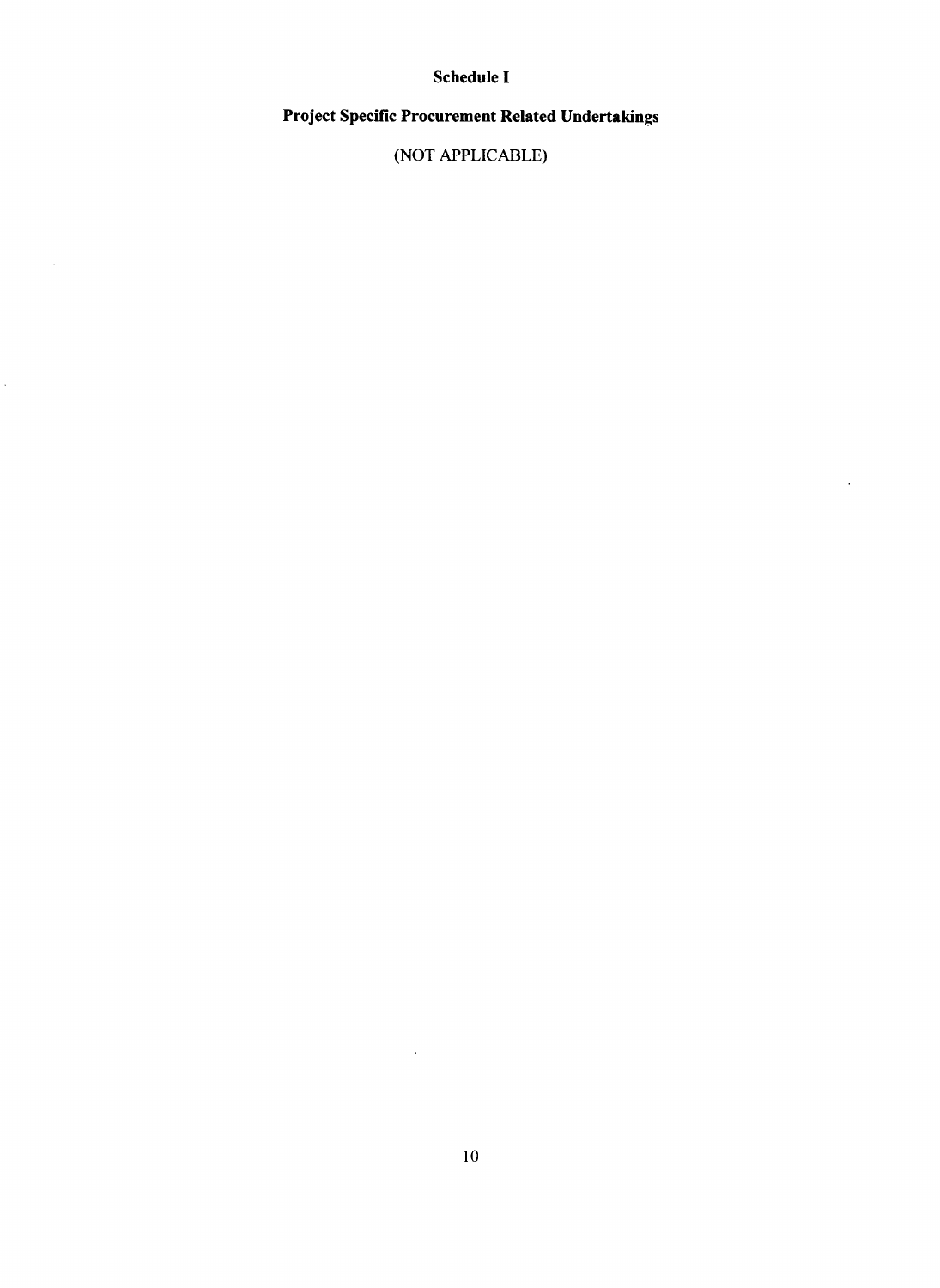# Schedule I

## Project Specific Procurement Related Undertakings

(NOT APPLICABLE)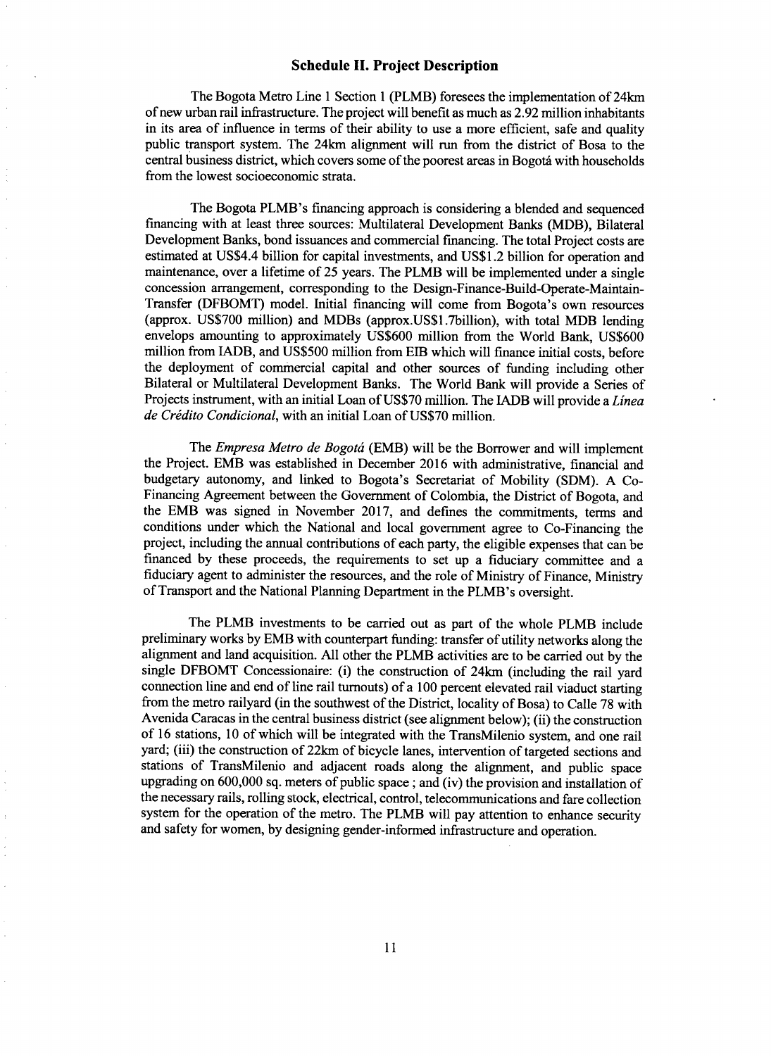## Schedule II. Project Description

The Bogota Metro Line 1 Section 1 (PLMB) foresees the implementation of 24km of new urban rail infrastructure. The project will benefit as much as 2.92 million inhabitants in its area of influence in terms of their ability to use a more efficient, safe and quality public transport system. The 24km alignment will run from the district of Bosa to the central business district, which covers some of the poorest areas in Bogotá with households from the lowest socioeconomic strata.

The Bogota PLMB's financing approach is considering a blended and sequenced financing with at least three sources: Multilateral Development Banks (MDB), Bilateral Development Banks, bond issuances and commercial financing. The total Project costs are estimated at US$4.4 billion for capital investments, and US$1.2 billion for operation and maintenance, over a lifetime of 25 years. The PLMB will be implemented under a single concession arrangement, corresponding to the Design-Finance-Build-Operate-Maintain-Transfer (DFBOMT) model. Initial financing will come from Bogota's own resources (approx. US$700 million) and MDBs (approx.US$1.7billion), with total MDB lending envelops amounting to approximately US$600 million from the World Bank, US$600 million from IADB, and US$500 million from EIB which will finance initial costs, before the deployment of commercial capital and other sources of funding including other Bilateral or Multilateral Development Banks. The World Bank will provide a Series of Projects instrument, with an initial Loan of US$70 million. The IADB will provide a *Línea de Crédito Condicional*, with an initial Loan of US$70 million.

The *Empresa Metro de Bogotá* (EMB) will be the Borrower and will implement the Project. EMB was established in December 2016 with administrative, financial and budgetary autonomy, and linked to Bogota's Secretariat of Mobility (SDM). A Co-Financing Agreement between the Government of Colombia, the District of Bogota, and the EMB was signed in November 2017, and defines the commitments, terms and conditions under which the National and local government agree to Co-Financing the project, including the annual contributions of each party, the eligible expenses that can be financed by these proceeds, the requirements to set up a fiduciary committee and a fiduciary agent to administer the resources, and the role of Ministry of Finance, Ministry of Transport and the National Planning Department in the PLMB's oversight.

The PLMB investments to be carried out as part of the whole PLMB include preliminary works by EMB with counterpart funding: transfer of utility networks along the alignment and land acquisition. All other the PLMB activities are to be carried out by the single DFBOMT Concessionaire: (i) the construction of 24km (including the rail yard connection line and end of line rail turnouts) of a 100 percent elevated rail viaduct starting from the metro railyard (in the southwest of the District, locality of Bosa) to Calle 78 with Avenida Caracas in the central business district (see alignment below); (ii) the construction of 16 stations, 10 of which will be integrated with the TransMilenio system, and one rail yard; (iii) the construction of 22km of bicycle lanes, intervention of targeted sections and stations of TransMilenio and adjacent roads along the alignment, and public space upgrading on 600,000 sq. meters of public space ; and (iv) the provision and installation of the necessary rails, rolling stock, electrical, control, telecommunications and fare collection system for the operation of the metro. The PLMB will pay attention to enhance security and safety for women, by designing gender-informed infrastructure and operation.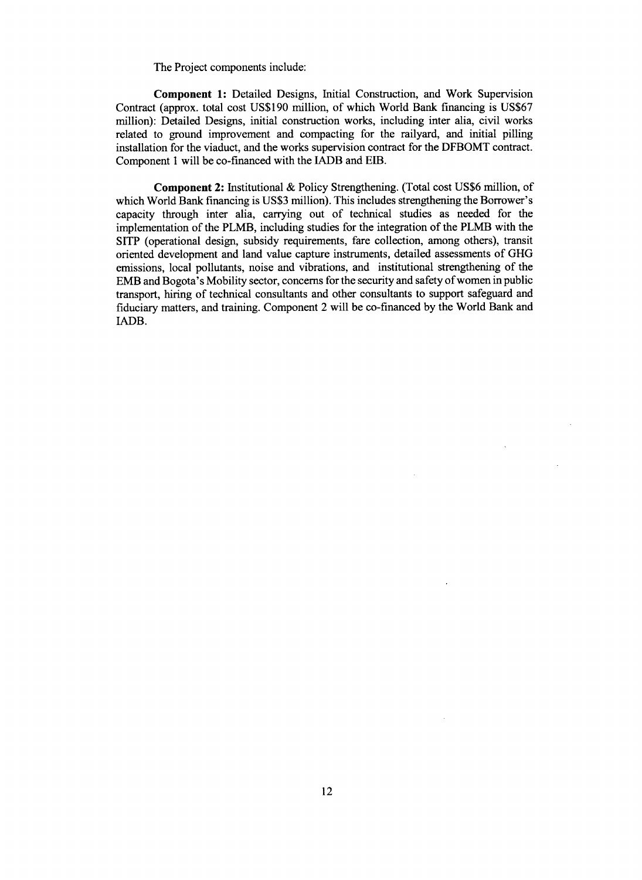The Project components include:

**Component 1:** Detailed Designs, Initial Construction, and Work Supervision Contract (approx. total cost US$190 million, of which World Bank financing is US$67 million): Detailed Designs, initial construction works, including inter alia, civil works related to ground improvement and compacting for the railyard, and initial pilling installation for the viaduct, and the works supervision contract for the DFBOMT contract. Component 1 will be co-financed with the IADB and EIB.

**Component 2:** Institutional & Policy Strengthening. (Total cost US$6 million, of which World Bank financing is US$3 million). This includes strengthening the Borrower's capacity through inter alia, carrying out of technical studies as needed for the implementation of the PLMB, including studies for the integration of the PLMB with the SITP (operational design, subsidy requirements, fare collection, among others), transit oriented development and land value capture instruments, detailed assessments of GHG emissions, local pollutants, noise and vibrations, and institutional strengthening of the EMB and Bogota's Mobility sector, concerns for the security and safety of women in public transport, hiring of technical consultants and other consultants to support safeguard and fiduciary matters, and training. Component 2 will be co-financed by the World Bank and IADB.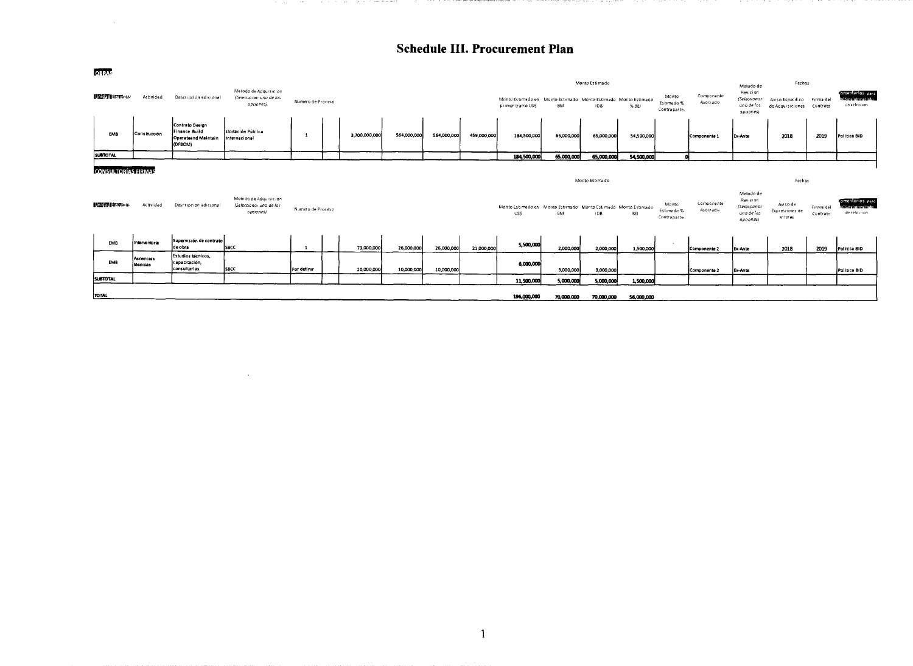# Schedule III. Procurement Plan

## OBRAS

| | | | | | | | | | | Monto Estimado | | | | | | | Fechas | | |
|---|---|---|---|---|---|---|---|---|---|---|---|---|---|---|---|---|---|---|---|
| Unidad Ejecutora | Actividad | Descripción adicional | Método de Adquisición *(Seleccionar uno de las opciones)* | Número de Proceso | | | | | | Monto Estimado en primer tramo US$ | Monto Estimado BM | Monto Estimado IDB | Monto Estimado % BEI | Monto Estimado % Contraparte | Componente Asociado | Método de Revisión *(Seleccionar uno de las opciones)* | Aviso Específico de Adquisiciones | Firma del Contrato | Comentarios para ... de selección |
| EMB | Construcción | Contrato Design Finance Build Operateand Maintain (DFBOM) | Licitación Pública Internacional | 1 | | 3,700,000,000 | 564,000,000 | 564,000,000 | 459,000,000 | 184,500,000 | 65,000,000 | 65,000,000 | 54,500,000 | | Componente 1 | Ex-Ante | 2018 | 2019 | Política BID |
| SUBTOTAL | | | | | | | | | | 184,500,000 | 65,000,000 | 65,000,000 | 54,500,000 | 0 | | | | | |

## CONSULTORÍAS FIRMAS

| | | | | | | | | | | Monto Estimado | | | | | | | Fechas | | |
|---|---|---|---|---|---|---|---|---|---|---|---|---|---|---|---|---|---|---|---|
| Unidad Ejecutora | Actividad | Descripción adicional | Método de Adquisición *(Seleccionar uno de las opciones)* | Número de Proceso | | | | | | Monto Estimado en US$ | Monto Estimado BM | Monto Estimado IDB | Monto Estimado BEI | Monto Estimado % Contraparte | Componente Asociado | Método de Revisión *(Seleccionar uno de las opciones)* | Aviso de Expresiones de Interés | Firma del Contrato | Comentarios para ... de selección |
| EMB | Interventoría | Supervisión de contrato de obra | SBCC | 1 | | 73,000,000 | 26,000,000 | 26,000,000 | 21,000,000 | 5,500,000 | 2,000,000 | 2,000,000 | 1,500,000 | | Componente 2 | Ex-Ante | 2018 | 2019 | Política BID |
| EMB | Asistencias técnicas | Estudios técnicos, capacitación, consultorías | SBCC | Por definir | | 20,000,000 | 10,000,000 | 10,000,000 | | 6,000,000 | 3,000,000 | 3,000,000 | | | Componente 2 | Ex-Ante | | | Política BID |
| SUBTOTAL | | | | | | | | | | 11,500,000 | 5,000,000 | 5,000,000 | 1,500,000 | | | | | | |
| TOTAL | | | | | | | | | | 196,000,000 | 70,000,000 | 70,000,000 | 56,000,000 | | | | | | |